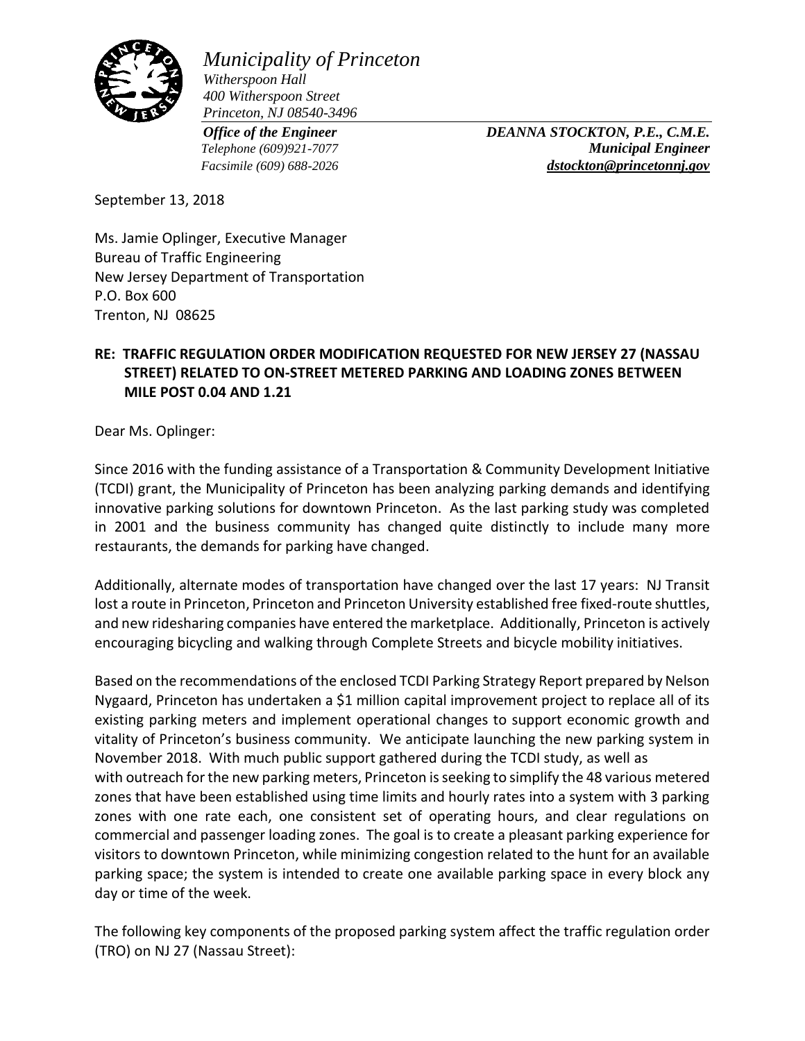*Municipality of Princeton*
*Witherspoon Hall*
*400 Witherspoon Street*
*Princeton, NJ 08540-3496*

***Office of the Engineer***
*Telephone (609)921-7077*
*Facsimile (609) 688-2026*

***DEANNA STOCKTON, P.E., C.M.E.***
***Municipal Engineer***
***dstockton@princetonnj.gov***

September 13, 2018

Ms. Jamie Oplinger, Executive Manager
Bureau of Traffic Engineering
New Jersey Department of Transportation
P.O. Box 600
Trenton, NJ 08625

**RE: TRAFFIC REGULATION ORDER MODIFICATION REQUESTED FOR NEW JERSEY 27 (NASSAU STREET) RELATED TO ON-STREET METERED PARKING AND LOADING ZONES BETWEEN MILE POST 0.04 AND 1.21**

Dear Ms. Oplinger:

Since 2016 with the funding assistance of a Transportation & Community Development Initiative (TCDI) grant, the Municipality of Princeton has been analyzing parking demands and identifying innovative parking solutions for downtown Princeton. As the last parking study was completed in 2001 and the business community has changed quite distinctly to include many more restaurants, the demands for parking have changed.

Additionally, alternate modes of transportation have changed over the last 17 years: NJ Transit lost a route in Princeton, Princeton and Princeton University established free fixed-route shuttles, and new ridesharing companies have entered the marketplace. Additionally, Princeton is actively encouraging bicycling and walking through Complete Streets and bicycle mobility initiatives.

Based on the recommendations of the enclosed TCDI Parking Strategy Report prepared by Nelson Nygaard, Princeton has undertaken a $1 million capital improvement project to replace all of its existing parking meters and implement operational changes to support economic growth and vitality of Princeton's business community. We anticipate launching the new parking system in November 2018. With much public support gathered during the TCDI study, as well as with outreach for the new parking meters, Princeton is seeking to simplify the 48 various metered zones that have been established using time limits and hourly rates into a system with 3 parking zones with one rate each, one consistent set of operating hours, and clear regulations on commercial and passenger loading zones. The goal is to create a pleasant parking experience for visitors to downtown Princeton, while minimizing congestion related to the hunt for an available parking space; the system is intended to create one available parking space in every block any day or time of the week.

The following key components of the proposed parking system affect the traffic regulation order (TRO) on NJ 27 (Nassau Street):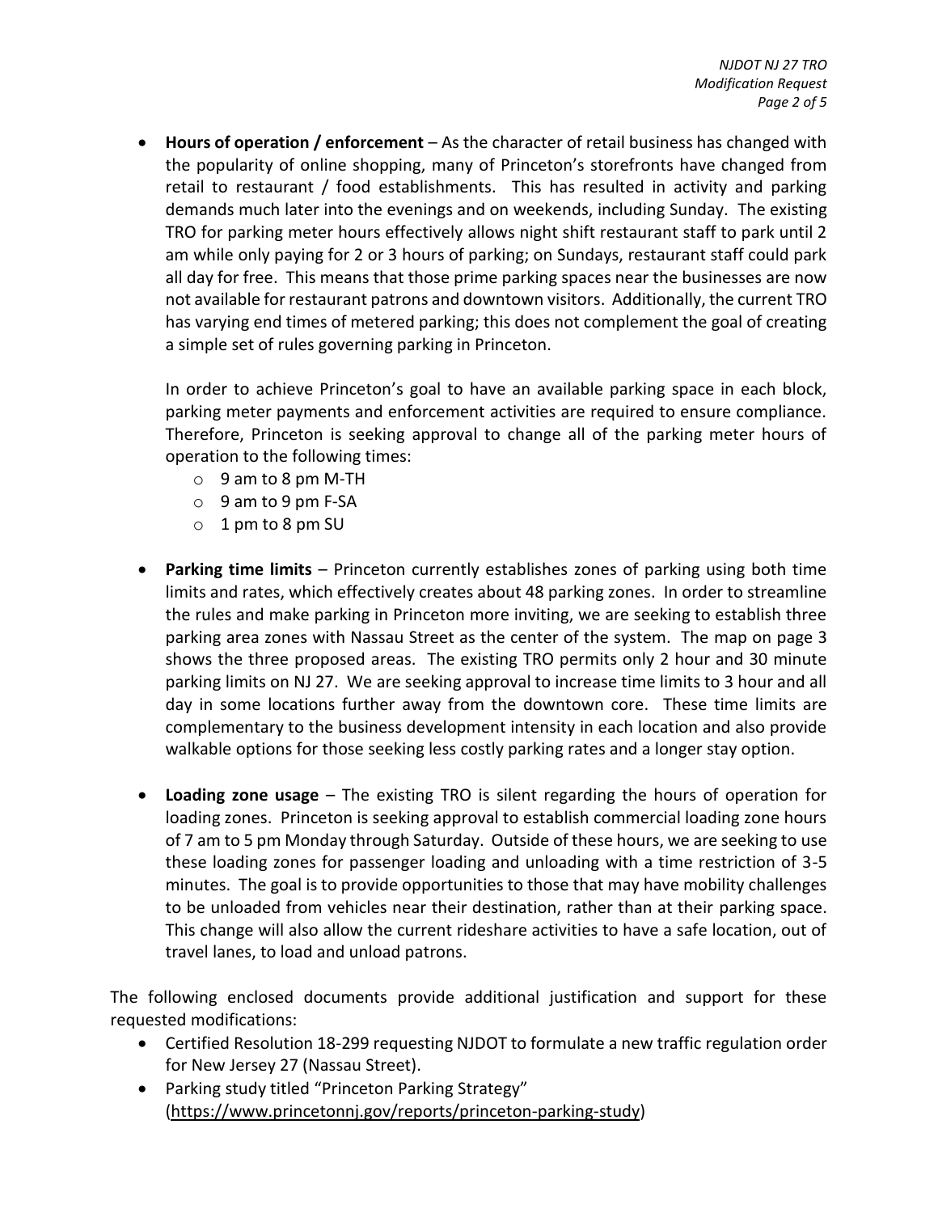- **Hours of operation / enforcement** – As the character of retail business has changed with the popularity of online shopping, many of Princeton's storefronts have changed from retail to restaurant / food establishments. This has resulted in activity and parking demands much later into the evenings and on weekends, including Sunday. The existing TRO for parking meter hours effectively allows night shift restaurant staff to park until 2 am while only paying for 2 or 3 hours of parking; on Sundays, restaurant staff could park all day for free. This means that those prime parking spaces near the businesses are now not available for restaurant patrons and downtown visitors. Additionally, the current TRO has varying end times of metered parking; this does not complement the goal of creating a simple set of rules governing parking in Princeton.

  In order to achieve Princeton's goal to have an available parking space in each block, parking meter payments and enforcement activities are required to ensure compliance. Therefore, Princeton is seeking approval to change all of the parking meter hours of operation to the following times:
  - 9 am to 8 pm M-TH
  - 9 am to 9 pm F-SA
  - 1 pm to 8 pm SU

- **Parking time limits** – Princeton currently establishes zones of parking using both time limits and rates, which effectively creates about 48 parking zones. In order to streamline the rules and make parking in Princeton more inviting, we are seeking to establish three parking area zones with Nassau Street as the center of the system. The map on page 3 shows the three proposed areas. The existing TRO permits only 2 hour and 30 minute parking limits on NJ 27. We are seeking approval to increase time limits to 3 hour and all day in some locations further away from the downtown core. These time limits are complementary to the business development intensity in each location and also provide walkable options for those seeking less costly parking rates and a longer stay option.

- **Loading zone usage** – The existing TRO is silent regarding the hours of operation for loading zones. Princeton is seeking approval to establish commercial loading zone hours of 7 am to 5 pm Monday through Saturday. Outside of these hours, we are seeking to use these loading zones for passenger loading and unloading with a time restriction of 3-5 minutes. The goal is to provide opportunities to those that may have mobility challenges to be unloaded from vehicles near their destination, rather than at their parking space. This change will also allow the current rideshare activities to have a safe location, out of travel lanes, to load and unload patrons.

The following enclosed documents provide additional justification and support for these requested modifications:

- Certified Resolution 18-299 requesting NJDOT to formulate a new traffic regulation order for New Jersey 27 (Nassau Street).
- Parking study titled "Princeton Parking Strategy" (https://www.princetonnj.gov/reports/princeton-parking-study)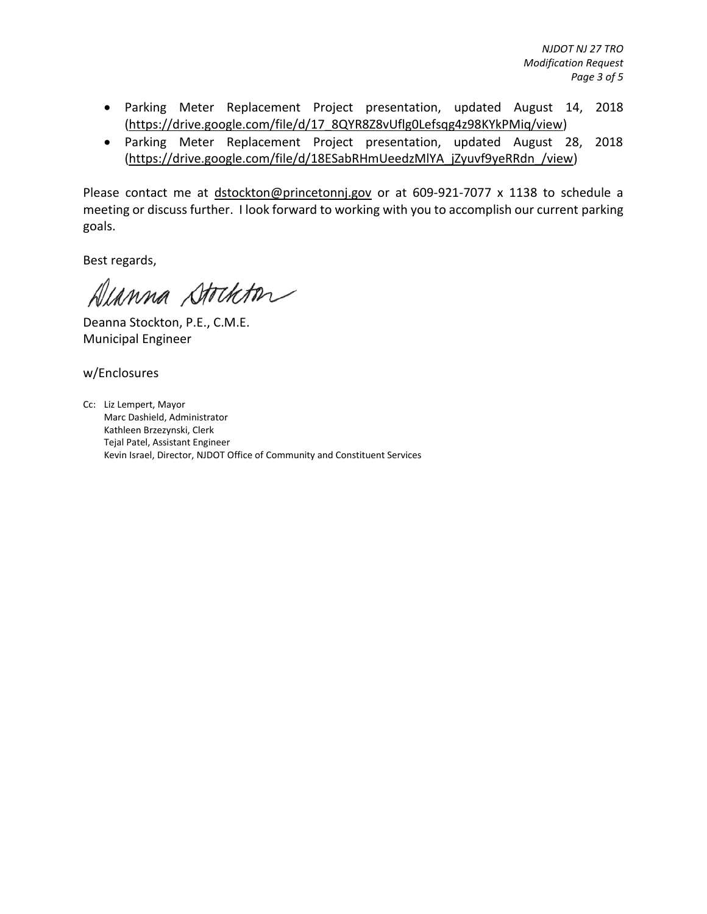- Parking Meter Replacement Project presentation, updated August 14, 2018 (https://drive.google.com/file/d/17_8QYR8Z8vUflg0Lefsqg4z98KYkPMiq/view)
- Parking Meter Replacement Project presentation, updated August 28, 2018 (https://drive.google.com/file/d/18ESabRHmUeedzMlYA_jZyuvf9yeRRdn_/view)

Please contact me at dstockton@princetonnj.gov or at 609-921-7077 x 1138 to schedule a meeting or discuss further. I look forward to working with you to accomplish our current parking goals.

Best regards,

Deanna Stockton

Deanna Stockton, P.E., C.M.E.
Municipal Engineer

w/Enclosures

Cc: Liz Lempert, Mayor
Marc Dashield, Administrator
Kathleen Brzezynski, Clerk
Tejal Patel, Assistant Engineer
Kevin Israel, Director, NJDOT Office of Community and Constituent Services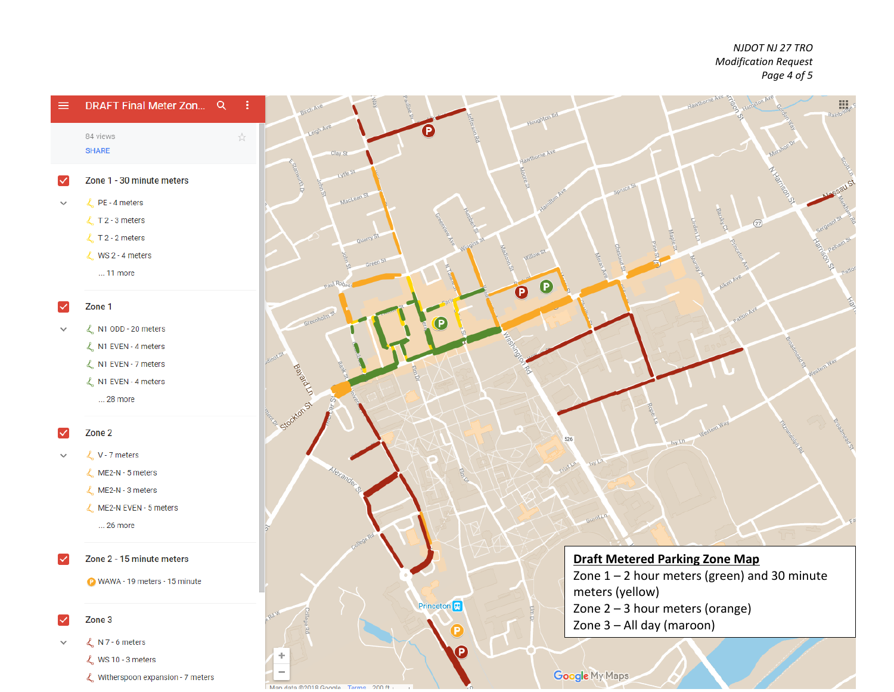**DRAFT Final Meter Zon...**

84 views

SHARE

**Zone 1 - 30 minute meters**

- PE - 4 meters
- T 2 - 3 meters
- T 2 - 2 meters
- WS 2 - 4 meters
- ... 11 more

**Zone 1**

- N1 ODD - 20 meters
- N1 EVEN - 4 meters
- N1 EVEN - 7 meters
- N1 EVEN - 4 meters
- ... 28 more

**Zone 2**

- V - 7 meters
- ME2-N - 5 meters
- ME2-N - 3 meters
- ME2-N EVEN - 5 meters
- ... 26 more

**Zone 2 - 15 minute meters**

- WAWA - 19 meters - 15 minute

**Zone 3**

- N 7 - 6 meters
- WS 10 - 3 meters
- Witherspoon expansion - 7 meters

## Draft Metered Parking Zone Map

Zone 1 – 2 hour meters (green) and 30 minute meters (yellow)

Zone 2 – 3 hour meters (orange)

Zone 3 – All day (maroon)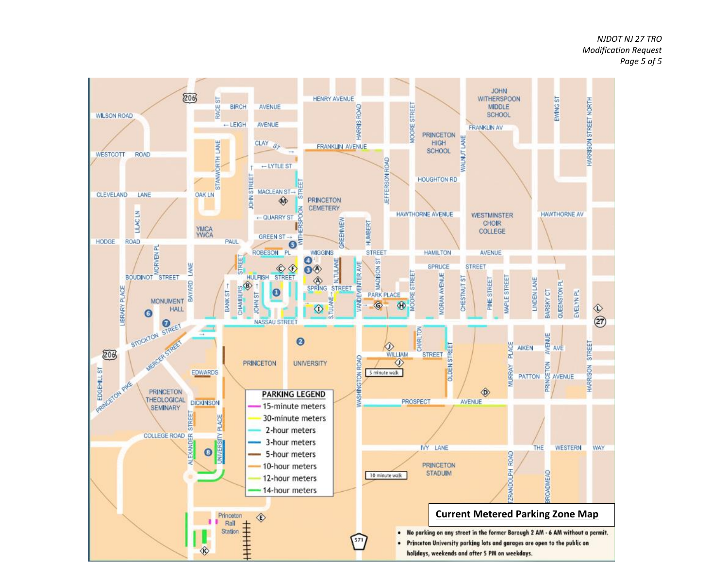**Current Metered Parking Zone Map**

**PARKING LEGEND**

- 15-minute meters
- 30-minute meters
- 2-hour meters
- 3-hour meters
- 5-hour meters
- 10-hour meters
- 12-hour meters
- 14-hour meters

5 minute walk

10 minute walk

- No parking on any street in the former Borough 2 AM - 6 AM without a permit.
- Princeton University parking lots and garages are open to the public on holidays, weekends and after 5 PM on weekdays.